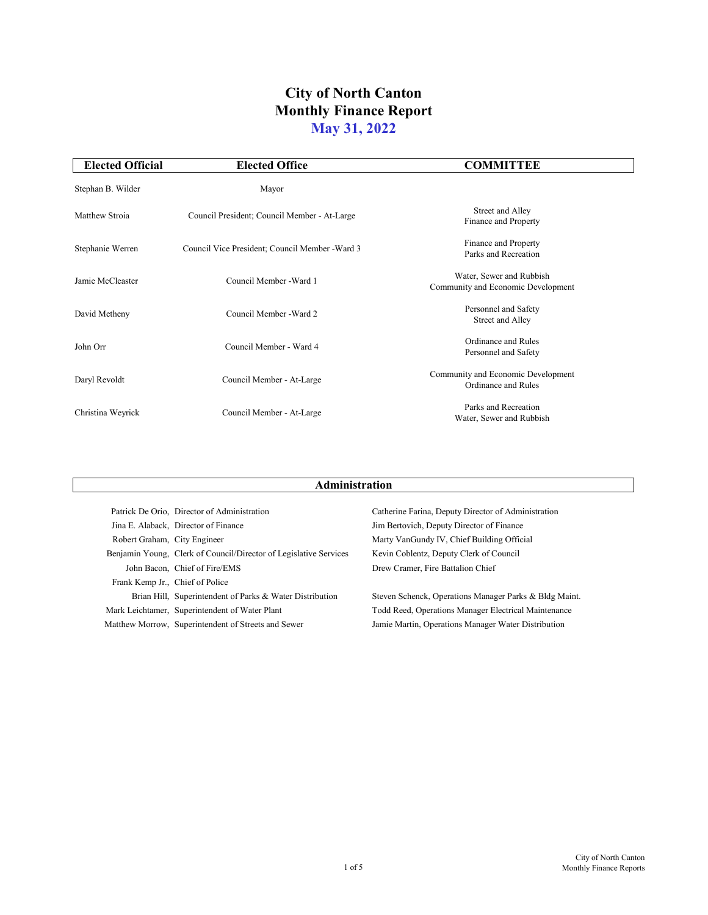# City of North Canton
# Monthly Finance Report
## May 31, 2022

| Elected Official | Elected Office | COMMITTEE |
|---|---|---|
| Stephan B. Wilder | Mayor | |
| Matthew Stroia | Council President; Council Member - At-Large | Street and Alley<br>Finance and Property |
| Stephanie Werren | Council Vice President; Council Member -Ward 3 | Finance and Property<br>Parks and Recreation |
| Jamie McCleaster | Council Member -Ward 1 | Water, Sewer and Rubbish<br>Community and Economic Development |
| David Metheny | Council Member -Ward 2 | Personnel and Safety<br>Street and Alley |
| John Orr | Council Member - Ward 4 | Ordinance and Rules<br>Personnel and Safety |
| Daryl Revoldt | Council Member - At-Large | Community and Economic Development<br>Ordinance and Rules |
| Christina Weyrick | Council Member - At-Large | Parks and Recreation<br>Water, Sewer and Rubbish |

## Administration

| | |
|---|---|
| Patrick De Orio, Director of Administration | Catherine Farina, Deputy Director of Administration |
| Jina E. Alaback, Director of Finance | Jim Bertovich, Deputy Director of Finance |
| Robert Graham, City Engineer | Marty VanGundy IV, Chief Building Official |
| Benjamin Young, Clerk of Council/Director of Legislative Services | Kevin Coblentz, Deputy Clerk of Council |
| John Bacon, Chief of Fire/EMS | Drew Cramer, Fire Battalion Chief |
| Frank Kemp Jr., Chief of Police | |
| Brian Hill, Superintendent of Parks & Water Distribution | Steven Schenck, Operations Manager Parks & Bldg Maint. |
| Mark Leichtamer, Superintendent of Water Plant | Todd Reed, Operations Manager Electrical Maintenance |
| Matthew Morrow, Superintendent of Streets and Sewer | Jamie Martin, Operations Manager Water Distribution |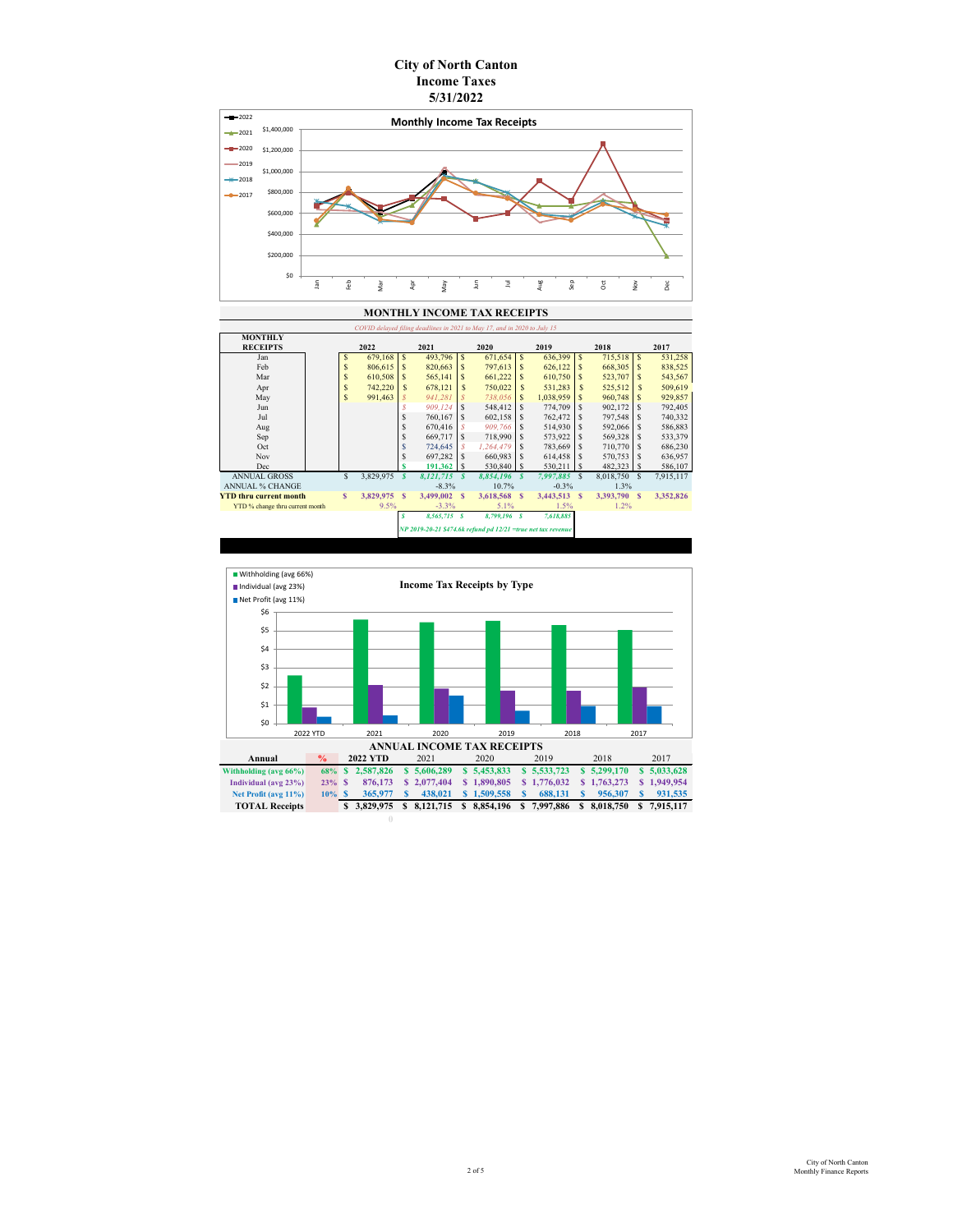# City of North Canton
# Income Taxes
# 5/31/2022

**Monthly Income Tax Receipts**

## MONTHLY INCOME TAX RECEIPTS

*COVID delayed filing deadlines in 2021 to May 17, and in 2020 to July 15*

| MONTHLY RECEIPTS | 2022 | 2021 | 2020 | 2019 | 2018 | 2017 |
|---|---|---|---|---|---|---|
| Jan | $ 679,168 | $ 493,796 | $ 671,654 | $ 636,399 | $ 715,518 | $ 531,258 |
| Feb | $ 806,615 | $ 820,663 | $ 797,613 | $ 626,122 | $ 668,305 | $ 838,525 |
| Mar | $ 610,508 | $ 565,141 | $ 661,222 | $ 610,750 | $ 523,707 | $ 543,567 |
| Apr | $ 742,220 | $ 678,121 | $ 750,022 | $ 531,283 | $ 525,512 | $ 509,619 |
| May | $ 991,463 | *$ 941,281* | *$ 738,056* | $ 1,038,959 | $ 960,748 | $ 929,857 |
| Jun | | *$ 909,124* | $ 548,412 | $ 774,709 | $ 902,172 | $ 792,405 |
| Jul | | $ 760,167 | $ 602,158 | $ 762,472 | $ 797,548 | $ 740,332 |
| Aug | | $ 670,416 | *$ 909,766* | $ 514,930 | $ 592,066 | $ 586,883 |
| Sep | | $ 669,717 | $ 718,990 | $ 573,922 | $ 569,328 | $ 533,379 |
| Oct | | $ 724,645 | *$ 1,264,479* | $ 783,669 | $ 710,770 | $ 686,230 |
| Nov | | $ 697,282 | $ 660,983 | $ 614,458 | $ 570,753 | $ 636,957 |
| Dec | | $ 191,362 | $ 530,840 | $ 530,211 | $ 482,323 | $ 586,107 |
| ANNUAL GROSS | $ 3,829,975 | *$ 8,121,715* | *$ 8,854,196* | *$ 7,997,885* | $ 8,018,750 | $ 7,915,117 |
| ANNUAL % CHANGE | | -8.3% | 10.7% | -0.3% | 1.3% | |
| **YTD thru current month** | **$ 3,829,975** | **$ 3,499,002** | **$ 3,618,568** | **$ 3,443,513** | **$ 3,393,790** | **$ 3,352,826** |
| YTD % change thru current month | 9.5% | -3.3% | 5.1% | 1.5% | 1.2% | |
| | | *$ 8,565,715* | *$ 8,799,196* | *$ 7,618,885* | | |

*NP 2019-20-21 $474.6k refund pd 12/21 =true net tax revenue*

**Income Tax Receipts by Type**

## ANNUAL INCOME TAX RECEIPTS

| Annual | % | 2022 YTD | 2021 | 2020 | 2019 | 2018 | 2017 |
|---|---|---|---|---|---|---|---|
| **Withholding (avg 66%)** | 68% | $ 2,587,826 | $ 5,606,289 | $ 5,453,833 | $ 5,533,723 | $ 5,299,170 | $ 5,033,628 |
| **Individual (avg 23%)** | 23% | $ 876,173 | $ 2,077,404 | $ 1,890,805 | $ 1,776,032 | $ 1,763,273 | $ 1,949,954 |
| **Net Profit (avg 11%)** | 10% | $ 365,977 | $ 438,021 | $ 1,509,558 | $ 688,131 | $ 956,307 | $ 931,535 |
| **TOTAL Receipts** | | $ 3,829,975 | $ 8,121,715 | $ 8,854,196 | $ 7,997,886 | $ 8,018,750 | $ 7,915,117 |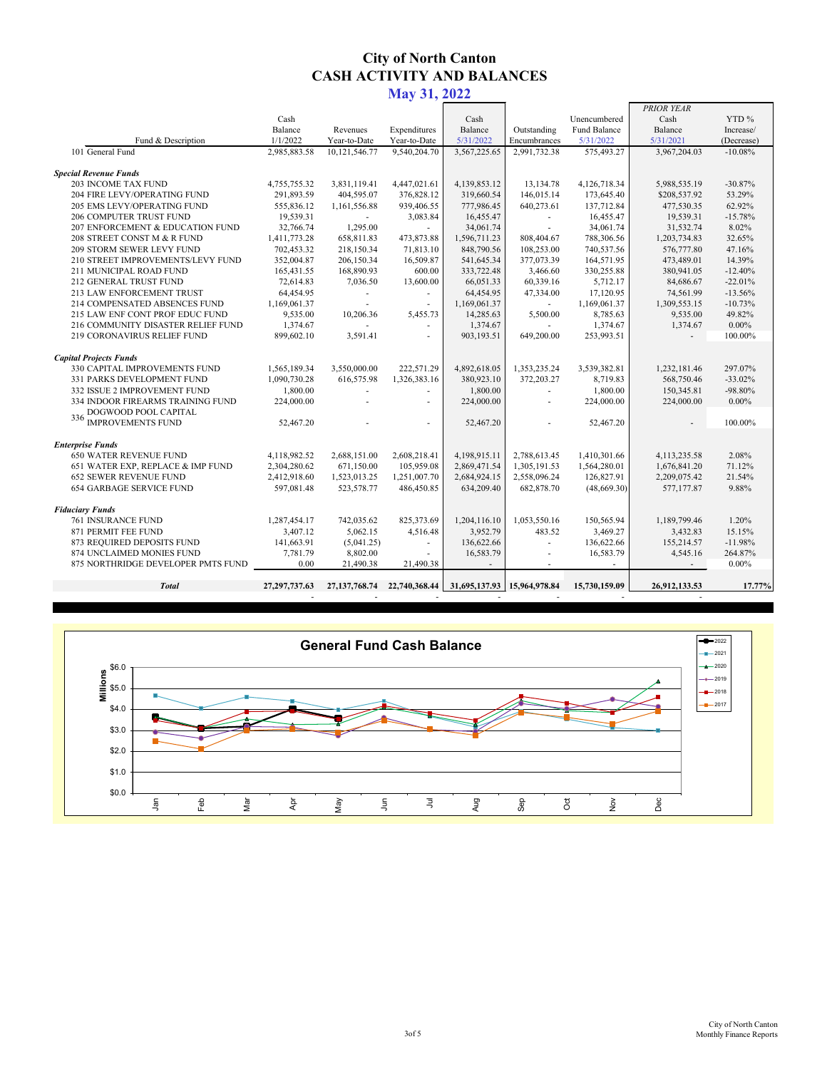# City of North Canton
## CASH ACTIVITY AND BALANCES
### May 31, 2022

| Fund & Description | Cash Balance 1/1/2022 | Revenues Year-to-Date | Expenditures Year-to-Date | Cash Balance 5/31/2022 | Outstanding Encumbrances | Unencumbered Fund Balance 5/31/2022 | PRIOR YEAR Cash Balance 5/31/2021 | YTD % Increase/ (Decrease) |
|---|---|---|---|---|---|---|---|---|
| 101 General Fund | 2,985,883.58 | 10,121,546.77 | 9,540,204.70 | 3,567,225.65 | 2,991,732.38 | 575,493.27 | 3,967,204.03 | -10.08% |
| ***Special Revenue Funds*** | | | | | | | | |
| 203 INCOME TAX FUND | 4,755,755.32 | 3,831,119.41 | 4,447,021.61 | 4,139,853.12 | 13,134.78 | 4,126,718.34 | 5,988,535.19 | -30.87% |
| 204 FIRE LEVY/OPERATING FUND | 291,893.59 | 404,595.07 | 376,828.12 | 319,660.54 | 146,015.14 | 173,645.40 | $208,537.92 | 53.29% |
| 205 EMS LEVY/OPERATING FUND | 555,836.12 | 1,161,556.88 | 939,406.55 | 777,986.45 | 640,273.61 | 137,712.84 | 477,530.35 | 62.92% |
| 206 COMPUTER TRUST FUND | 19,539.31 | - | 3,083.84 | 16,455.47 | - | 16,455.47 | 19,539.31 | -15.78% |
| 207 ENFORCEMENT & EDUCATION FUND | 32,766.74 | 1,295.00 | - | 34,061.74 | - | 34,061.74 | 31,532.74 | 8.02% |
| 208 STREET CONST M & R FUND | 1,411,773.28 | 658,811.83 | 473,873.88 | 1,596,711.23 | 808,404.67 | 788,306.56 | 1,203,734.83 | 32.65% |
| 209 STORM SEWER LEVY FUND | 702,453.32 | 218,150.34 | 71,813.10 | 848,790.56 | 108,253.00 | 740,537.56 | 576,777.80 | 47.16% |
| 210 STREET IMPROVEMENTS/LEVY FUND | 352,004.87 | 206,150.34 | 16,509.87 | 541,645.34 | 377,073.39 | 164,571.95 | 473,489.01 | 14.39% |
| 211 MUNICIPAL ROAD FUND | 165,431.55 | 168,890.93 | 600.00 | 333,722.48 | 3,466.60 | 330,255.88 | 380,941.05 | -12.40% |
| 212 GENERAL TRUST FUND | 72,614.83 | 7,036.50 | 13,600.00 | 66,051.33 | 60,339.16 | 5,712.17 | 84,686.67 | -22.01% |
| 213 LAW ENFORCEMENT TRUST | 64,454.95 | - | - | 64,454.95 | 47,334.00 | 17,120.95 | 74,561.99 | -13.56% |
| 214 COMPENSATED ABSENCES FUND | 1,169,061.37 | - | - | 1,169,061.37 | - | 1,169,061.37 | 1,309,553.15 | -10.73% |
| 215 LAW ENF CONT PROF EDUC FUND | 9,535.00 | 10,206.36 | 5,455.73 | 14,285.63 | 5,500.00 | 8,785.63 | 9,535.00 | 49.82% |
| 216 COMMUNITY DISASTER RELIEF FUND | 1,374.67 | - | - | 1,374.67 | - | 1,374.67 | 1,374.67 | 0.00% |
| 219 CORONAVIRUS RELIEF FUND | 899,602.10 | 3,591.41 | - | 903,193.51 | 649,200.00 | 253,993.51 | - | 100.00% |
| ***Capital Projects Funds*** | | | | | | | | |
| 330 CAPITAL IMPROVEMENTS FUND | 1,565,189.34 | 3,550,000.00 | 222,571.29 | 4,892,618.05 | 1,353,235.24 | 3,539,382.81 | 1,232,181.46 | 297.07% |
| 331 PARKS DEVELOPMENT FUND | 1,090,730.28 | 616,575.98 | 1,326,383.16 | 380,923.10 | 372,203.27 | 8,719.83 | 568,750.46 | -33.02% |
| 332 ISSUE 2 IMPROVEMENT FUND | 1,800.00 | - | - | 1,800.00 | - | 1,800.00 | 150,345.81 | -98.80% |
| 334 INDOOR FIREARMS TRAINING FUND | 224,000.00 | - | - | 224,000.00 | - | 224,000.00 | 224,000.00 | 0.00% |
| 336 DOGWOOD POOL CAPITAL IMPROVEMENTS FUND | 52,467.20 | - | - | 52,467.20 | - | 52,467.20 | - | 100.00% |
| ***Enterprise Funds*** | | | | | | | | |
| 650 WATER REVENUE FUND | 4,118,982.52 | 2,688,151.00 | 2,608,218.41 | 4,198,915.11 | 2,788,613.45 | 1,410,301.66 | 4,113,235.58 | 2.08% |
| 651 WATER EXP, REPLACE & IMP FUND | 2,304,280.62 | 671,150.00 | 105,959.08 | 2,869,471.54 | 1,305,191.53 | 1,564,280.01 | 1,676,841.20 | 71.12% |
| 652 SEWER REVENUE FUND | 2,412,918.60 | 1,523,013.25 | 1,251,007.70 | 2,684,924.15 | 2,558,096.24 | 126,827.91 | 2,209,075.42 | 21.54% |
| 654 GARBAGE SERVICE FUND | 597,081.48 | 523,578.77 | 486,450.85 | 634,209.40 | 682,878.70 | (48,669.30) | 577,177.87 | 9.88% |
| ***Fiduciary Funds*** | | | | | | | | |
| 761 INSURANCE FUND | 1,287,454.17 | 742,035.62 | 825,373.69 | 1,204,116.10 | 1,053,550.16 | 150,565.94 | 1,189,799.46 | 1.20% |
| 871 PERMIT FEE FUND | 3,407.12 | 5,062.15 | 4,516.48 | 3,952.79 | 483.52 | 3,469.27 | 3,432.83 | 15.15% |
| 873 REQUIRED DEPOSITS FUND | 141,663.91 | (5,041.25) | - | 136,622.66 | - | 136,622.66 | 155,214.57 | -11.98% |
| 874 UNCLAIMED MONIES FUND | 7,781.79 | 8,802.00 | - | 16,583.79 | - | 16,583.79 | 4,545.16 | 264.87% |
| 875 NORTHRIDGE DEVELOPER PMTS FUND | 0.00 | 21,490.38 | 21,490.38 | - | - | - | - | 0.00% |
| ***Total*** | **27,297,737.63** | **27,137,768.74** | **22,740,368.44** | **31,695,137.93** | **15,964,978.84** | **15,730,159.09** | **26,912,133.53** | **17.77%** |

**General Fund Cash Balance**

| Millions | Jan | Feb | Mar | Apr | May | Jun | Jul | Aug | Sep | Oct | Nov | Dec |
|---|---|---|---|---|---|---|---|---|---|---|---|---|
| 2022 | 3.6 | 3.1 | 3.2 | 4.0 | 3.6 | | | | | | | |

Legend: 2022, 2021, 2020, 2019, 2018, 2017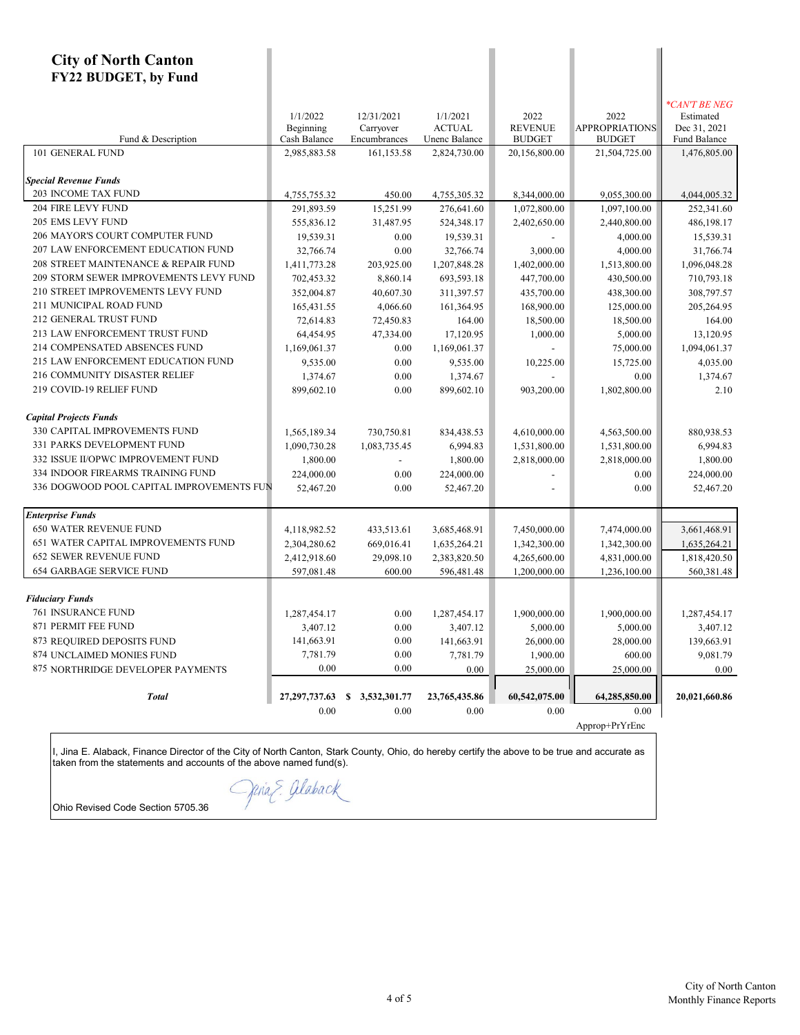# City of North Canton
## FY22 BUDGET, by Fund

| Fund & Description | 1/1/2022 Beginning Cash Balance | 12/31/2021 Carryover Encumbrances | 1/1/2021 ACTUAL Unenc Balance | 2022 REVENUE BUDGET | 2022 APPROPRIATIONS BUDGET | *CAN'T BE NEG Estimated Dec 31, 2021 Fund Balance |
|---|---|---|---|---|---|---|
| 101 GENERAL FUND | 2,985,883.58 | 161,153.58 | 2,824,730.00 | 20,156,800.00 | 21,504,725.00 | 1,476,805.00 |
| ***Special Revenue Funds*** | | | | | | |
| 203 INCOME TAX FUND | 4,755,755.32 | 450.00 | 4,755,305.32 | 8,344,000.00 | 9,055,300.00 | 4,044,005.32 |
| 204 FIRE LEVY FUND | 291,893.59 | 15,251.99 | 276,641.60 | 1,072,800.00 | 1,097,100.00 | 252,341.60 |
| 205 EMS LEVY FUND | 555,836.12 | 31,487.95 | 524,348.17 | 2,402,650.00 | 2,440,800.00 | 486,198.17 |
| 206 MAYOR'S COURT COMPUTER FUND | 19,539.31 | 0.00 | 19,539.31 | - | 4,000.00 | 15,539.31 |
| 207 LAW ENFORCEMENT EDUCATION FUND | 32,766.74 | 0.00 | 32,766.74 | 3,000.00 | 4,000.00 | 31,766.74 |
| 208 STREET MAINTENANCE & REPAIR FUND | 1,411,773.28 | 203,925.00 | 1,207,848.28 | 1,402,000.00 | 1,513,800.00 | 1,096,048.28 |
| 209 STORM SEWER IMPROVEMENTS LEVY FUND | 702,453.32 | 8,860.14 | 693,593.18 | 447,700.00 | 430,500.00 | 710,793.18 |
| 210 STREET IMPROVEMENTS LEVY FUND | 352,004.87 | 40,607.30 | 311,397.57 | 435,700.00 | 438,300.00 | 308,797.57 |
| 211 MUNICIPAL ROAD FUND | 165,431.55 | 4,066.60 | 161,364.95 | 168,900.00 | 125,000.00 | 205,264.95 |
| 212 GENERAL TRUST FUND | 72,614.83 | 72,450.83 | 164.00 | 18,500.00 | 18,500.00 | 164.00 |
| 213 LAW ENFORCEMENT TRUST FUND | 64,454.95 | 47,334.00 | 17,120.95 | 1,000.00 | 5,000.00 | 13,120.95 |
| 214 COMPENSATED ABSENCES FUND | 1,169,061.37 | 0.00 | 1,169,061.37 | - | 75,000.00 | 1,094,061.37 |
| 215 LAW ENFORCEMENT EDUCATION FUND | 9,535.00 | 0.00 | 9,535.00 | 10,225.00 | 15,725.00 | 4,035.00 |
| 216 COMMUNITY DISASTER RELIEF | 1,374.67 | 0.00 | 1,374.67 | - | 0.00 | 1,374.67 |
| 219 COVID-19 RELIEF FUND | 899,602.10 | 0.00 | 899,602.10 | 903,200.00 | 1,802,800.00 | 2.10 |
| ***Capital Projects Funds*** | | | | | | |
| 330 CAPITAL IMPROVEMENTS FUND | 1,565,189.34 | 730,750.81 | 834,438.53 | 4,610,000.00 | 4,563,500.00 | 880,938.53 |
| 331 PARKS DEVELOPMENT FUND | 1,090,730.28 | 1,083,735.45 | 6,994.83 | 1,531,800.00 | 1,531,800.00 | 6,994.83 |
| 332 ISSUE II/OPWC IMPROVEMENT FUND | 1,800.00 | - | 1,800.00 | 2,818,000.00 | 2,818,000.00 | 1,800.00 |
| 334 INDOOR FIREARMS TRAINING FUND | 224,000.00 | 0.00 | 224,000.00 | - | 0.00 | 224,000.00 |
| 336 DOGWOOD POOL CAPITAL IMPROVEMENTS FUN | 52,467.20 | 0.00 | 52,467.20 | - | 0.00 | 52,467.20 |
| ***Enterprise Funds*** | | | | | | |
| 650 WATER REVENUE FUND | 4,118,982.52 | 433,513.61 | 3,685,468.91 | 7,450,000.00 | 7,474,000.00 | 3,661,468.91 |
| 651 WATER CAPITAL IMPROVEMENTS FUND | 2,304,280.62 | 669,016.41 | 1,635,264.21 | 1,342,300.00 | 1,342,300.00 | 1,635,264.21 |
| 652 SEWER REVENUE FUND | 2,412,918.60 | 29,098.10 | 2,383,820.50 | 4,265,600.00 | 4,831,000.00 | 1,818,420.50 |
| 654 GARBAGE SERVICE FUND | 597,081.48 | 600.00 | 596,481.48 | 1,200,000.00 | 1,236,100.00 | 560,381.48 |
| ***Fiduciary Funds*** | | | | | | |
| 761 INSURANCE FUND | 1,287,454.17 | 0.00 | 1,287,454.17 | 1,900,000.00 | 1,900,000.00 | 1,287,454.17 |
| 871 PERMIT FEE FUND | 3,407.12 | 0.00 | 3,407.12 | 5,000.00 | 5,000.00 | 3,407.12 |
| 873 REQUIRED DEPOSITS FUND | 141,663.91 | 0.00 | 141,663.91 | 26,000.00 | 28,000.00 | 139,663.91 |
| 874 UNCLAIMED MONIES FUND | 7,781.79 | 0.00 | 7,781.79 | 1,900.00 | 600.00 | 9,081.79 |
| 875 NORTHRIDGE DEVELOPER PAYMENTS | 0.00 | 0.00 | 0.00 | 25,000.00 | 25,000.00 | 0.00 |
| ***Total*** | **27,297,737.63** | **$ 3,532,301.77** | **23,765,435.86** | **60,542,075.00** | **64,285,850.00** | **20,021,660.86** |
| | 0.00 | 0.00 | 0.00 | 0.00 | 0.00 | |
| | | | | | Approp+PrYrEnc | |

I, Jina E. Alaback, Finance Director of the City of North Canton, Stark County, Ohio, do hereby certify the above to be true and accurate as taken from the statements and accounts of the above named fund(s).

Jina E. Alaback

Ohio Revised Code Section 5705.36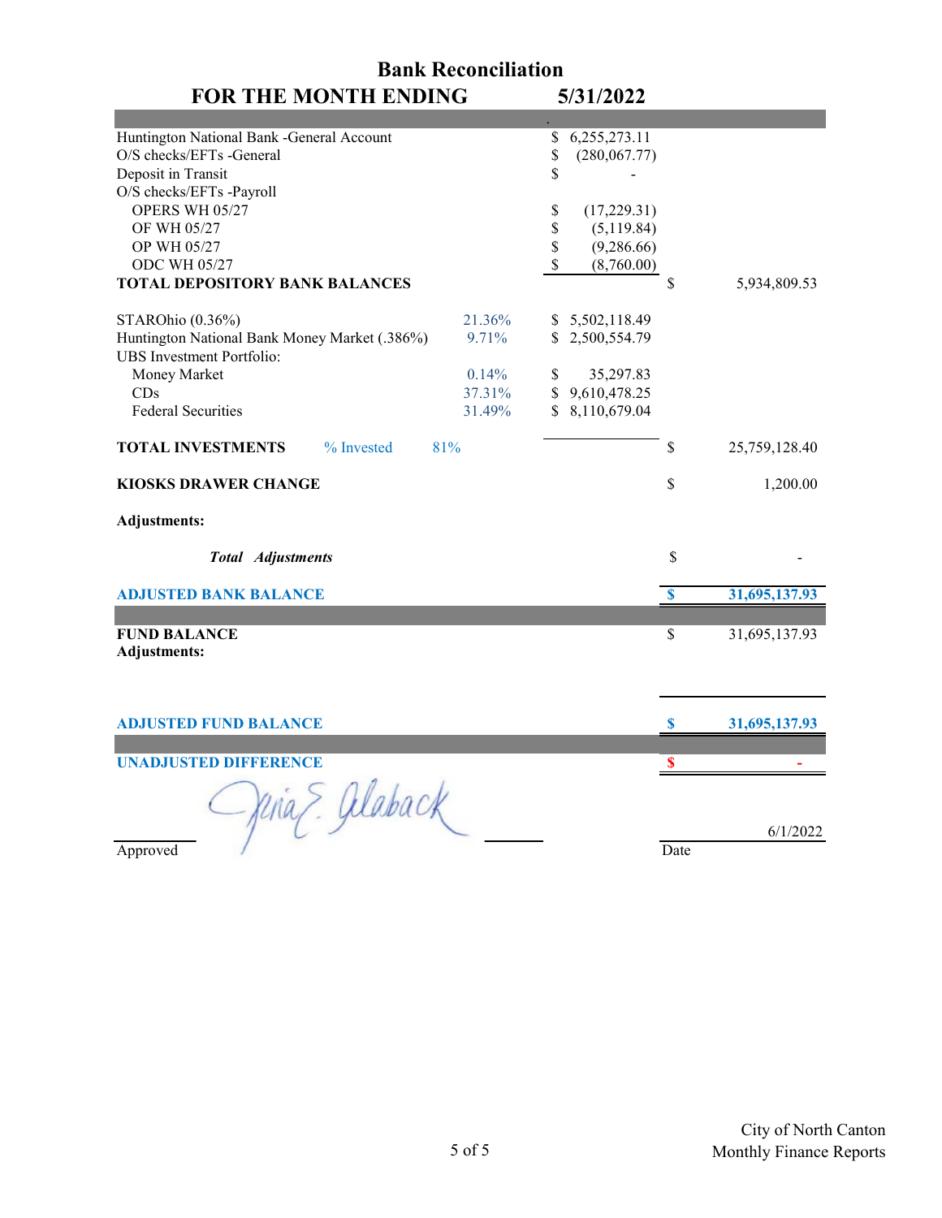# Bank Reconciliation

## FOR THE MONTH ENDING 5/31/2022

| | | | |
|---|---|---|---|
| Huntington National Bank -General Account | | $ 6,255,273.11 | |
| O/S checks/EFTs -General | | $ (280,067.77) | |
| Deposit in Transit | | $ - | |
| O/S checks/EFTs -Payroll | | | |
| OPERS WH 05/27 | | $ (17,229.31) | |
| OF WH 05/27 | | $ (5,119.84) | |
| OP WH 05/27 | | $ (9,286.66) | |
| ODC WH 05/27 | | $ (8,760.00) | |
| **TOTAL DEPOSITORY BANK BALANCES** | | | $ 5,934,809.53 |
| STAROhio (0.36%) | 21.36% | $ 5,502,118.49 | |
| Huntington National Bank Money Market (.386%) | 9.71% | $ 2,500,554.79 | |
| UBS Investment Portfolio: | | | |
| Money Market | 0.14% | $ 35,297.83 | |
| CDs | 37.31% | $ 9,610,478.25 | |
| Federal Securities | 31.49% | $ 8,110,679.04 | |
| **TOTAL INVESTMENTS** % Invested 81% | | | $ 25,759,128.40 |
| **KIOSKS DRAWER CHANGE** | | | $ 1,200.00 |
| **Adjustments:** | | | |
| ***Total Adjustments*** | | | $ - |
| **ADJUSTED BANK BALANCE** | | | **$ 31,695,137.93** |
| **FUND BALANCE** | | | $ 31,695,137.93 |
| **Adjustments:** | | | |
| **ADJUSTED FUND BALANCE** | | | **$ 31,695,137.93** |
| **UNADJUSTED DIFFERENCE** | | | **$ -** |

Approved: *Jeria E. Glaback*

Date: 6/1/2022

City of North Canton
Monthly Finance Reports